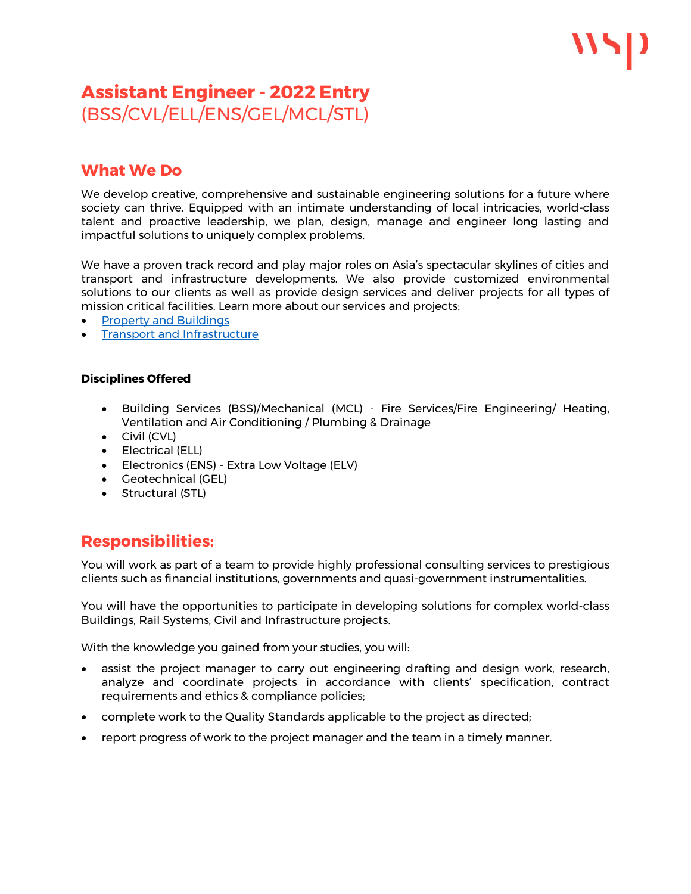# Assistant Engineer - 2022 Entry
(BSS/CVL/ELL/ENS/GEL/MCL/STL)

## What We Do

We develop creative, comprehensive and sustainable engineering solutions for a future where society can thrive. Equipped with an intimate understanding of local intricacies, world-class talent and proactive leadership, we plan, design, manage and engineer long lasting and impactful solutions to uniquely complex problems.

We have a proven track record and play major roles on Asia's spectacular skylines of cities and transport and infrastructure developments. We also provide customized environmental solutions to our clients as well as provide design services and deliver projects for all types of mission critical facilities. Learn more about our services and projects:

- Property and Buildings
- Transport and Infrastructure

**Disciplines Offered**

- Building Services (BSS)/Mechanical (MCL) - Fire Services/Fire Engineering/ Heating, Ventilation and Air Conditioning / Plumbing & Drainage
- Civil (CVL)
- Electrical (ELL)
- Electronics (ENS) - Extra Low Voltage (ELV)
- Geotechnical (GEL)
- Structural (STL)

## Responsibilities:

You will work as part of a team to provide highly professional consulting services to prestigious clients such as financial institutions, governments and quasi-government instrumentalities.

You will have the opportunities to participate in developing solutions for complex world-class Buildings, Rail Systems, Civil and Infrastructure projects.

With the knowledge you gained from your studies, you will:

- assist the project manager to carry out engineering drafting and design work, research, analyze and coordinate projects in accordance with clients' specification, contract requirements and ethics & compliance policies;
- complete work to the Quality Standards applicable to the project as directed;
- report progress of work to the project manager and the team in a timely manner.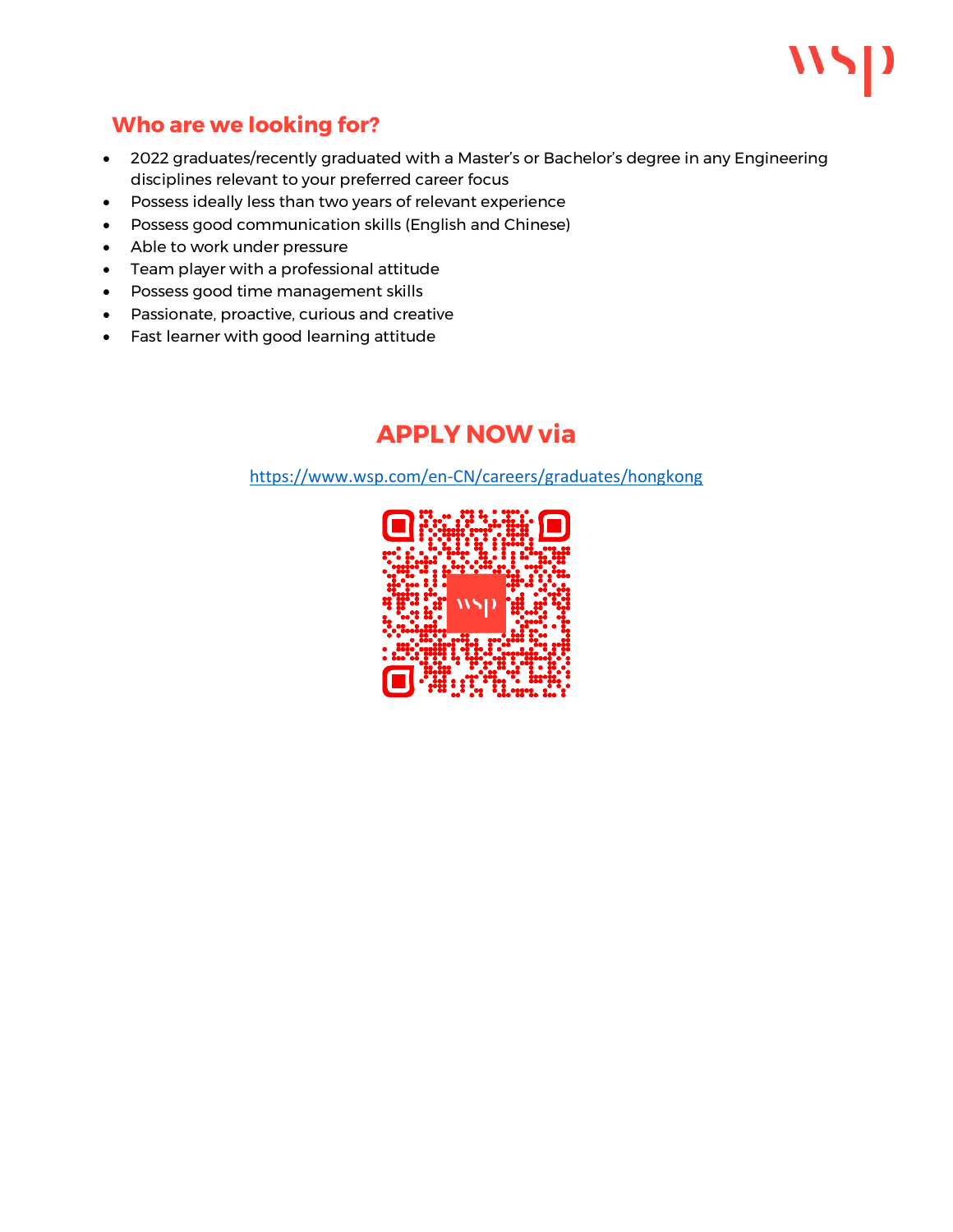## Who are we looking for?

- 2022 graduates/recently graduated with a Master's or Bachelor's degree in any Engineering disciplines relevant to your preferred career focus
- Possess ideally less than two years of relevant experience
- Possess good communication skills (English and Chinese)
- Able to work under pressure
- Team player with a professional attitude
- Possess good time management skills
- Passionate, proactive, curious and creative
- Fast learner with good learning attitude

## APPLY NOW via

https://www.wsp.com/en-CN/careers/graduates/hongkong